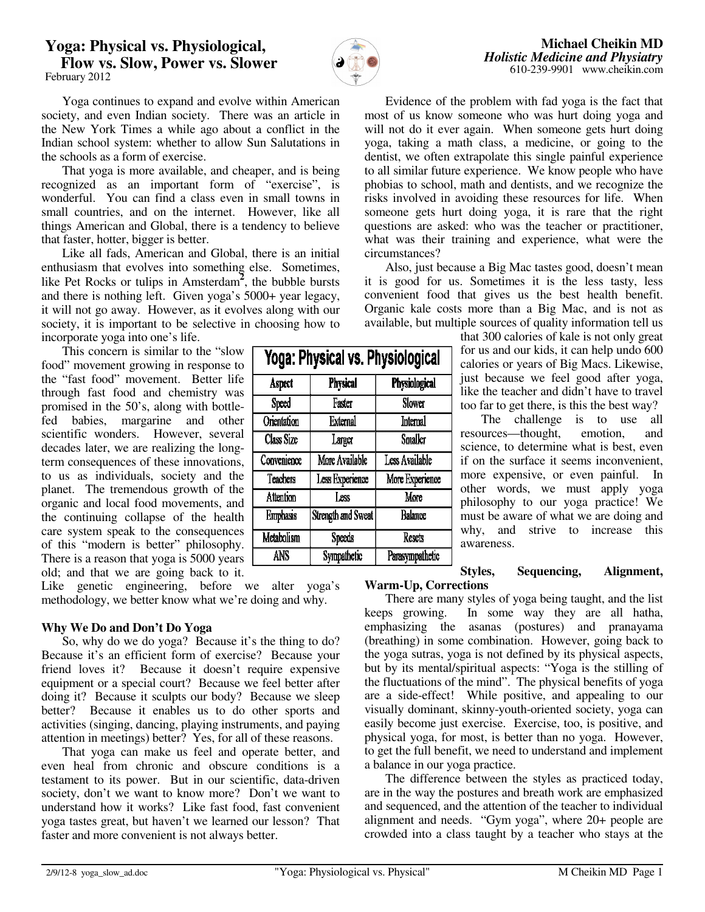# Yoga: Physical vs. Physiological, Flow vs. Slow, Power vs. Slower

February 2012

**Michael Cheikin MD**
*Holistic Medicine and Physiatry*
610-239-9901 www.cheikin.com

Yoga continues to expand and evolve within American society, and even Indian society. There was an article in the New York Times a while ago about a conflict in the Indian school system: whether to allow Sun Salutations in the schools as a form of exercise.

That yoga is more available, and cheaper, and is being recognized as an important form of "exercise", is wonderful. You can find a class even in small towns in small countries, and on the internet. However, like all things American and Global, there is a tendency to believe that faster, hotter, bigger is better.

Like all fads, American and Global, there is an initial enthusiasm that evolves into something else. Sometimes, like Pet Rocks or tulips in Amsterdam[2], the bubble bursts and there is nothing left. Given yoga's 5000+ year legacy, it will not go away. However, as it evolves along with our society, it is important to be selective in choosing how to incorporate yoga into one's life.

This concern is similar to the "slow food" movement growing in response to the "fast food" movement. Better life through fast food and chemistry was promised in the 50's, along with bottle-fed babies, margarine and other scientific wonders. However, several decades later, we are realizing the long-term consequences of these innovations, to us as individuals, society and the planet. The tremendous growth of the organic and local food movements, and the continuing collapse of the health care system speak to the consequences of this "modern is better" philosophy. There is a reason that yoga is 5000 years old; and that we are going back to it. Like genetic engineering, before we alter yoga's methodology, we better know what we're doing and why.

**Yoga: Physical vs. Physiological**

| Aspect | Physical | Physiological |
|---|---|---|
| Speed | Faster | Slower |
| Orientation | External | Internal |
| Class Size | Larger | Smaller |
| Convenience | More Available | Less Available |
| Teachers | Less Experience | More Experience |
| Attention | Less | More |
| Emphasis | Strength and Sweat | Balance |
| Metabolism | Speeds | Resets |
| ANS | Sympathetic | Parasympathetic |

## Why We Do and Don't Do Yoga

So, why do we do yoga? Because it's the thing to do? Because it's an efficient form of exercise? Because your friend loves it? Because it doesn't require expensive equipment or a special court? Because we feel better after doing it? Because it sculpts our body? Because we sleep better? Because it enables us to do other sports and activities (singing, dancing, playing instruments, and paying attention in meetings) better? Yes, for all of these reasons.

That yoga can make us feel and operate better, and even heal from chronic and obscure conditions is a testament to its power. But in our scientific, data-driven society, don't we want to know more? Don't we want to understand how it works? Like fast food, fast convenient yoga tastes great, but haven't we learned our lesson? That faster and more convenient is not always better.

Evidence of the problem with fad yoga is the fact that most of us know someone who was hurt doing yoga and will not do it ever again. When someone gets hurt doing yoga, taking a math class, a medicine, or going to the dentist, we often extrapolate this single painful experience to all similar future experience. We know people who have phobias to school, math and dentists, and we recognize the risks involved in avoiding these resources for life. When someone gets hurt doing yoga, it is rare that the right questions are asked: who was the teacher or practitioner, what was their training and experience, what were the circumstances?

Also, just because a Big Mac tastes good, doesn't mean it is good for us. Sometimes it is the less tasty, less convenient food that gives us the best health benefit. Organic kale costs more than a Big Mac, and is not as available, but multiple sources of quality information tell us that 300 calories of kale is not only great for us and our kids, it can help undo 600 calories or years of Big Macs. Likewise, just because we feel good after yoga, like the teacher and didn't have to travel too far to get there, is this the best way?

The challenge is to use all resources—thought, emotion, and science, to determine what is best, even if on the surface it seems inconvenient, more expensive, or even painful. In other words, we must apply yoga philosophy to our yoga practice! We must be aware of what we are doing and why, and strive to increase this awareness.

## Styles, Sequencing, Alignment, Warm-Up, Corrections

There are many styles of yoga being taught, and the list keeps growing. In some way they are all hatha, emphasizing the asanas (postures) and pranayama (breathing) in some combination. However, going back to the yoga sutras, yoga is not defined by its physical aspects, but by its mental/spiritual aspects: "Yoga is the stilling of the fluctuations of the mind". The physical benefits of yoga are a side-effect! While positive, and appealing to our visually dominant, skinny-youth-oriented society, yoga can easily become just exercise. Exercise, too, is positive, and physical yoga, for most, is better than no yoga. However, to get the full benefit, we need to understand and implement a balance in our yoga practice.

The difference between the styles as practiced today, are in the way the postures and breath work are emphasized and sequenced, and the attention of the teacher to individual alignment and needs. "Gym yoga", where 20+ people are crowded into a class taught by a teacher who stays at the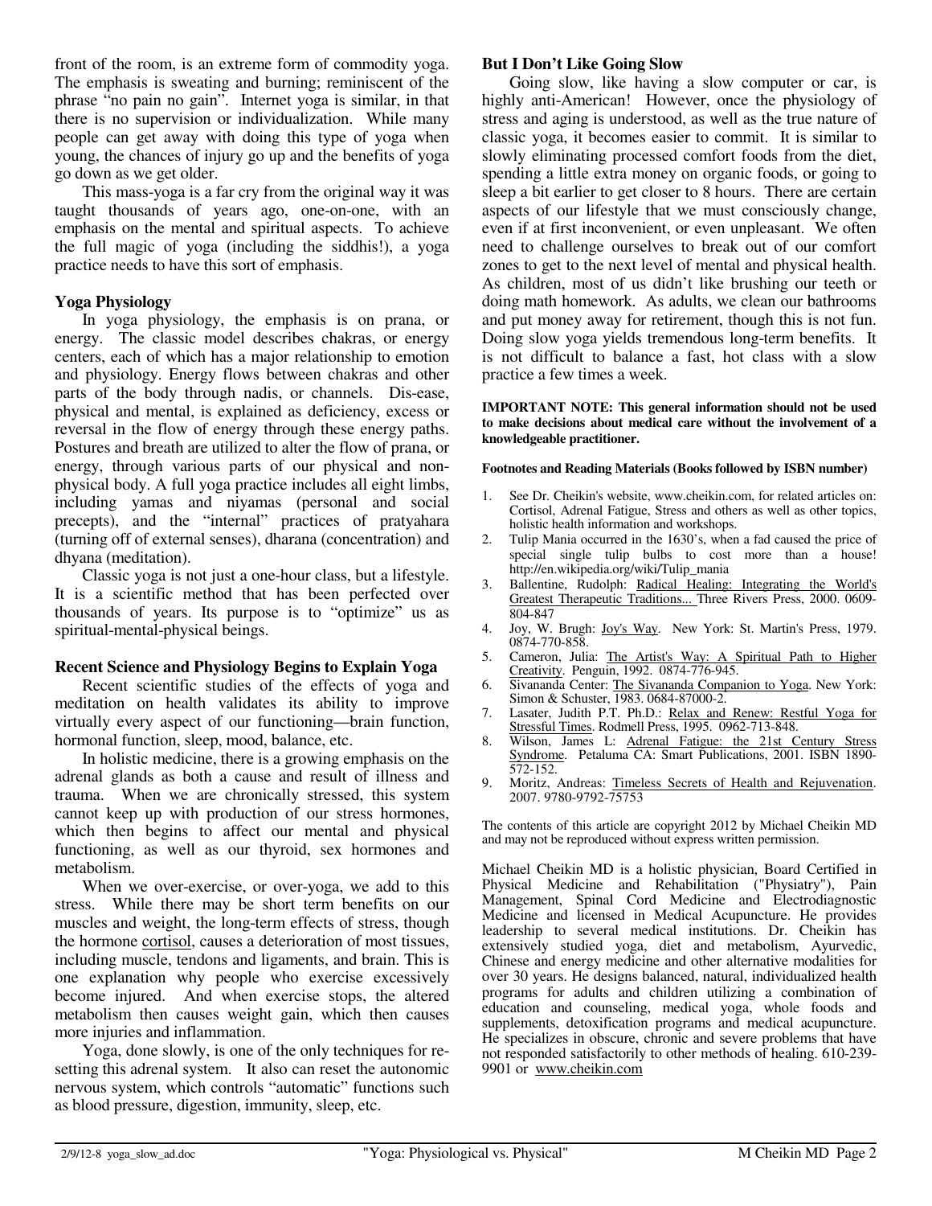front of the room, is an extreme form of commodity yoga. The emphasis is sweating and burning; reminiscent of the phrase "no pain no gain". Internet yoga is similar, in that there is no supervision or individualization. While many people can get away with doing this type of yoga when young, the chances of injury go up and the benefits of yoga go down as we get older.

This mass-yoga is a far cry from the original way it was taught thousands of years ago, one-on-one, with an emphasis on the mental and spiritual aspects. To achieve the full magic of yoga (including the siddhis!), a yoga practice needs to have this sort of emphasis.

### Yoga Physiology

In yoga physiology, the emphasis is on prana, or energy. The classic model describes chakras, or energy centers, each of which has a major relationship to emotion and physiology. Energy flows between chakras and other parts of the body through nadis, or channels. Dis-ease, physical and mental, is explained as deficiency, excess or reversal in the flow of energy through these energy paths. Postures and breath are utilized to alter the flow of prana, or energy, through various parts of our physical and non-physical body. A full yoga practice includes all eight limbs, including yamas and niyamas (personal and social precepts), and the "internal" practices of pratyahara (turning off of external senses), dharana (concentration) and dhyana (meditation).

Classic yoga is not just a one-hour class, but a lifestyle. It is a scientific method that has been perfected over thousands of years. Its purpose is to "optimize" us as spiritual-mental-physical beings.

### Recent Science and Physiology Begins to Explain Yoga

Recent scientific studies of the effects of yoga and meditation on health validates its ability to improve virtually every aspect of our functioning—brain function, hormonal function, sleep, mood, balance, etc.

In holistic medicine, there is a growing emphasis on the adrenal glands as both a cause and result of illness and trauma. When we are chronically stressed, this system cannot keep up with production of our stress hormones, which then begins to affect our mental and physical functioning, as well as our thyroid, sex hormones and metabolism.

When we over-exercise, or over-yoga, we add to this stress. While there may be short term benefits on our muscles and weight, the long-term effects of stress, though the hormone cortisol, causes a deterioration of most tissues, including muscle, tendons and ligaments, and brain. This is one explanation why people who exercise excessively become injured. And when exercise stops, the altered metabolism then causes weight gain, which then causes more injuries and inflammation.

Yoga, done slowly, is one of the only techniques for re-setting this adrenal system. It also can reset the autonomic nervous system, which controls "automatic" functions such as blood pressure, digestion, immunity, sleep, etc.

### But I Don't Like Going Slow

Going slow, like having a slow computer or car, is highly anti-American! However, once the physiology of stress and aging is understood, as well as the true nature of classic yoga, it becomes easier to commit. It is similar to slowly eliminating processed comfort foods from the diet, spending a little extra money on organic foods, or going to sleep a bit earlier to get closer to 8 hours. There are certain aspects of our lifestyle that we must consciously change, even if at first inconvenient, or even unpleasant. We often need to challenge ourselves to break out of our comfort zones to get to the next level of mental and physical health. As children, most of us didn't like brushing our teeth or doing math homework. As adults, we clean our bathrooms and put money away for retirement, though this is not fun. Doing slow yoga yields tremendous long-term benefits. It is not difficult to balance a fast, hot class with a slow practice a few times a week.

**IMPORTANT NOTE: This general information should not be used to make decisions about medical care without the involvement of a knowledgeable practitioner.**

**Footnotes and Reading Materials (Books followed by ISBN number)**

1. See Dr. Cheikin's website, www.cheikin.com, for related articles on: Cortisol, Adrenal Fatigue, Stress and others as well as other topics, holistic health information and workshops.
2. Tulip Mania occurred in the 1630's, when a fad caused the price of special single tulip bulbs to cost more than a house! http://en.wikipedia.org/wiki/Tulip_mania
3. Ballentine, Rudolph: Radical Healing: Integrating the World's Greatest Therapeutic Traditions... Three Rivers Press, 2000. 0609-804-847
4. Joy, W. Brugh: Joy's Way. New York: St. Martin's Press, 1979. 0874-770-858.
5. Cameron, Julia: The Artist's Way: A Spiritual Path to Higher Creativity. Penguin, 1992. 0874-776-945.
6. Sivananda Center: The Sivananda Companion to Yoga. New York: Simon & Schuster, 1983. 0684-87000-2.
7. Lasater, Judith P.T. Ph.D.: Relax and Renew: Restful Yoga for Stressful Times. Rodmell Press, 1995. 0962-713-848.
8. Wilson, James L: Adrenal Fatigue: the 21st Century Stress Syndrome. Petaluma CA: Smart Publications, 2001. ISBN 1890-572-152.
9. Moritz, Andreas: Timeless Secrets of Health and Rejuvenation. 2007. 9780-9792-75753

The contents of this article are copyright 2012 by Michael Cheikin MD and may not be reproduced without express written permission.

Michael Cheikin MD is a holistic physician, Board Certified in Physical Medicine and Rehabilitation ("Physiatry"), Pain Management, Spinal Cord Medicine and Electrodiagnostic Medicine and licensed in Medical Acupuncture. He provides leadership to several medical institutions. Dr. Cheikin has extensively studied yoga, diet and metabolism, Ayurvedic, Chinese and energy medicine and other alternative modalities for over 30 years. He designs balanced, natural, individualized health programs for adults and children utilizing a combination of education and counseling, medical yoga, whole foods and supplements, detoxification programs and medical acupuncture. He specializes in obscure, chronic and severe problems that have not responded satisfactorily to other methods of healing. 610-239-9901 or www.cheikin.com